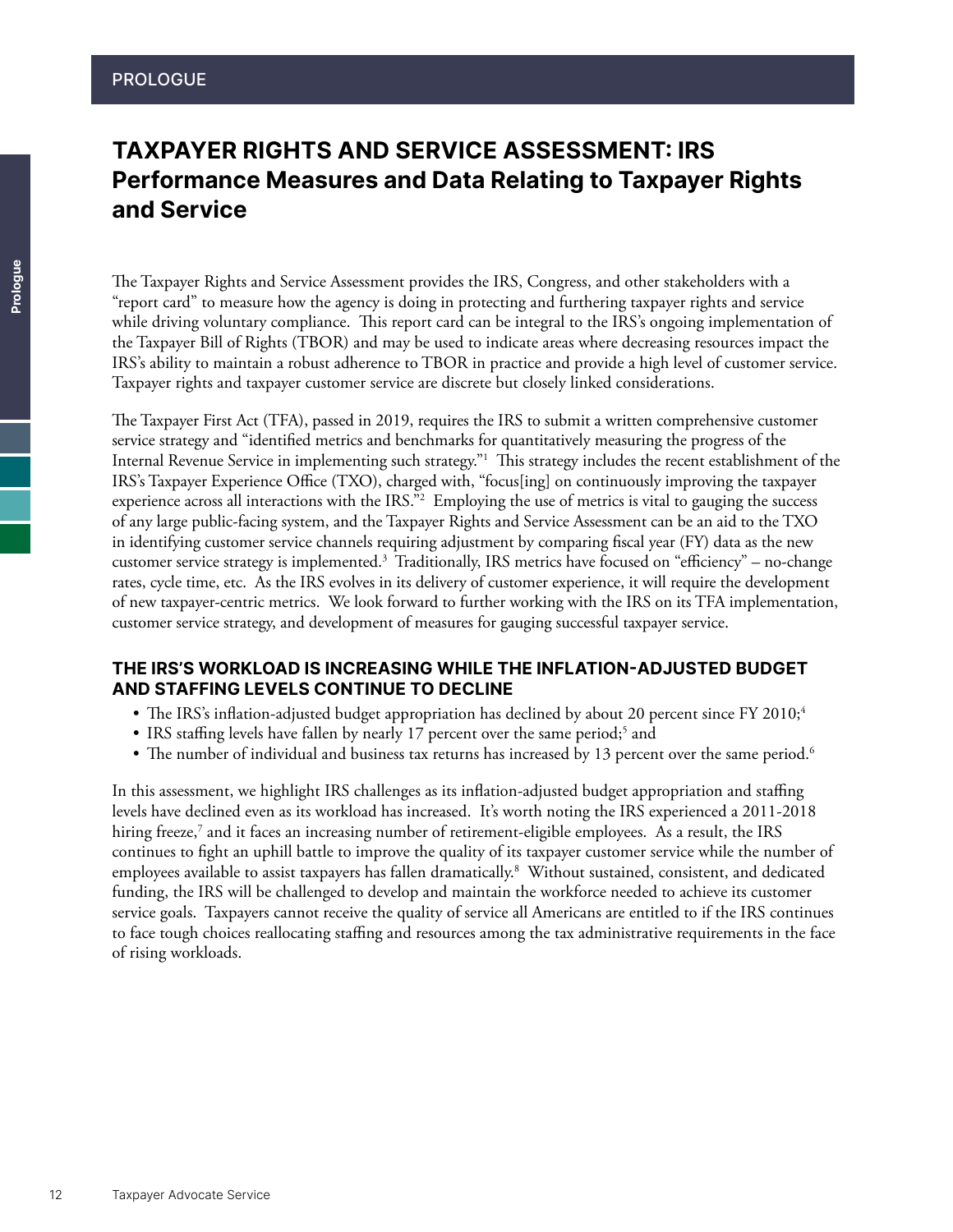PROLOGUE

# TAXPAYER RIGHTS AND SERVICE ASSESSMENT: IRS Performance Measures and Data Relating to Taxpayer Rights and Service

The Taxpayer Rights and Service Assessment provides the IRS, Congress, and other stakeholders with a "report card" to measure how the agency is doing in protecting and furthering taxpayer rights and service while driving voluntary compliance. This report card can be integral to the IRS's ongoing implementation of the Taxpayer Bill of Rights (TBOR) and may be used to indicate areas where decreasing resources impact the IRS's ability to maintain a robust adherence to TBOR in practice and provide a high level of customer service. Taxpayer rights and taxpayer customer service are discrete but closely linked considerations.

The Taxpayer First Act (TFA), passed in 2019, requires the IRS to submit a written comprehensive customer service strategy and "identified metrics and benchmarks for quantitatively measuring the progress of the Internal Revenue Service in implementing such strategy."[1] This strategy includes the recent establishment of the IRS's Taxpayer Experience Office (TXO), charged with, "focus[ing] on continuously improving the taxpayer experience across all interactions with the IRS."[2] Employing the use of metrics is vital to gauging the success of any large public-facing system, and the Taxpayer Rights and Service Assessment can be an aid to the TXO in identifying customer service channels requiring adjustment by comparing fiscal year (FY) data as the new customer service strategy is implemented.[3] Traditionally, IRS metrics have focused on "efficiency" – no-change rates, cycle time, etc. As the IRS evolves in its delivery of customer experience, it will require the development of new taxpayer-centric metrics. We look forward to further working with the IRS on its TFA implementation, customer service strategy, and development of measures for gauging successful taxpayer service.

### THE IRS'S WORKLOAD IS INCREASING WHILE THE INFLATION-ADJUSTED BUDGET AND STAFFING LEVELS CONTINUE TO DECLINE

- The IRS's inflation-adjusted budget appropriation has declined by about 20 percent since FY 2010;[4]
- IRS staffing levels have fallen by nearly 17 percent over the same period;[5] and
- The number of individual and business tax returns has increased by 13 percent over the same period.[6]

In this assessment, we highlight IRS challenges as its inflation-adjusted budget appropriation and staffing levels have declined even as its workload has increased. It's worth noting the IRS experienced a 2011-2018 hiring freeze,[7] and it faces an increasing number of retirement-eligible employees. As a result, the IRS continues to fight an uphill battle to improve the quality of its taxpayer customer service while the number of employees available to assist taxpayers has fallen dramatically.[8] Without sustained, consistent, and dedicated funding, the IRS will be challenged to develop and maintain the workforce needed to achieve its customer service goals. Taxpayers cannot receive the quality of service all Americans are entitled to if the IRS continues to face tough choices reallocating staffing and resources among the tax administrative requirements in the face of rising workloads.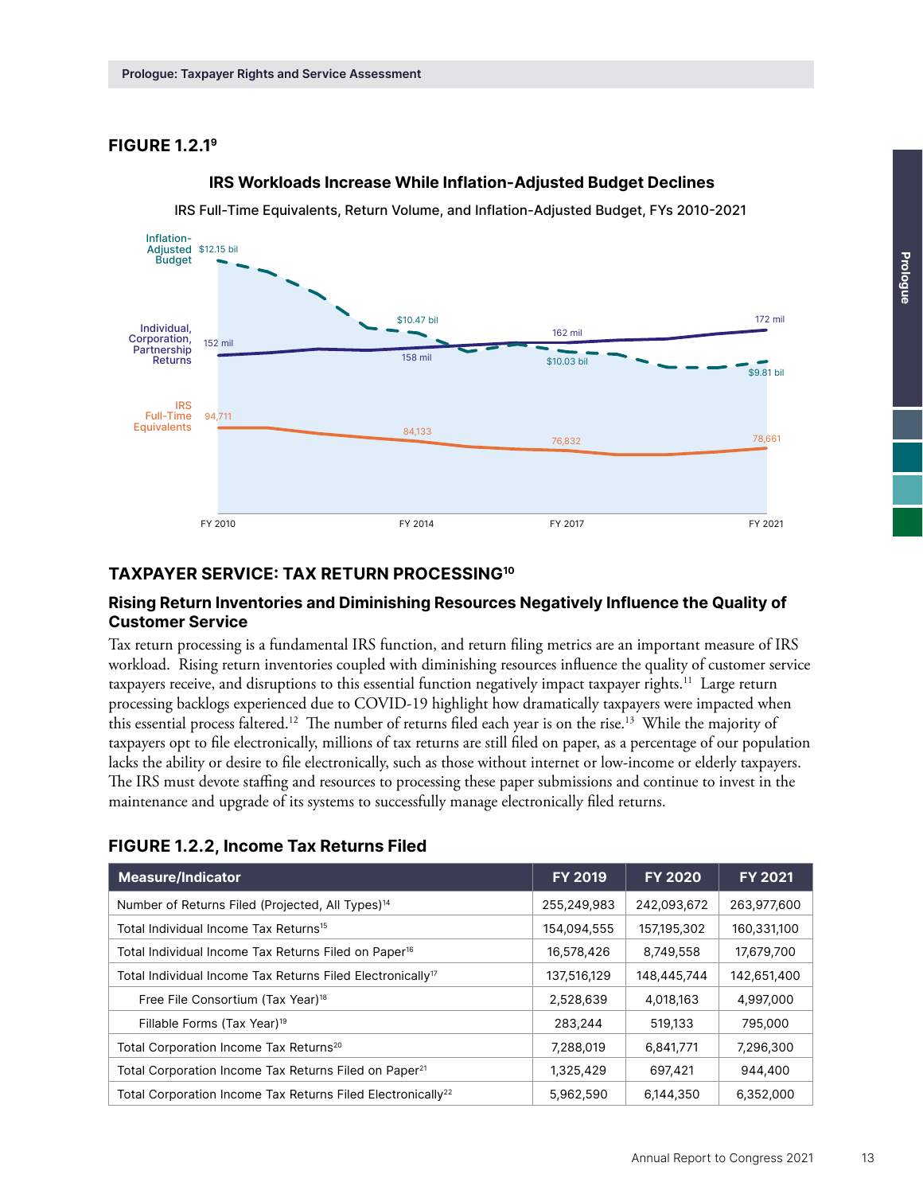### FIGURE 1.2.1[9]

**IRS Workloads Increase While Inflation-Adjusted Budget Declines**

IRS Full-Time Equivalents, Return Volume, and Inflation-Adjusted Budget, FYs 2010-2021

Inflation-Adjusted Budget: $12.15 bil (FY 2010), $10.47 bil (FY 2014), $10.03 bil (FY 2017), $9.81 bil (FY 2021)

Individual, Corporation, Partnership Returns: 152 mil (FY 2010), 158 mil (FY 2014), 162 mil (FY 2017), 172 mil (FY 2021)

IRS Full-Time Equivalents: 94,711 (FY 2010), 84,133 (FY 2014), 76,832 (FY 2017), 78,661 (FY 2021)

## TAXPAYER SERVICE: TAX RETURN PROCESSING[10]

### Rising Return Inventories and Diminishing Resources Negatively Influence the Quality of Customer Service

Tax return processing is a fundamental IRS function, and return filing metrics are an important measure of IRS workload. Rising return inventories coupled with diminishing resources influence the quality of customer service taxpayers receive, and disruptions to this essential function negatively impact taxpayer rights.[11] Large return processing backlogs experienced due to COVID-19 highlight how dramatically taxpayers were impacted when this essential process faltered.[12] The number of returns filed each year is on the rise.[13] While the majority of taxpayers opt to file electronically, millions of tax returns are still filed on paper, as a percentage of our population lacks the ability or desire to file electronically, such as those without internet or low-income or elderly taxpayers. The IRS must devote staffing and resources to processing these paper submissions and continue to invest in the maintenance and upgrade of its systems to successfully manage electronically filed returns.

### FIGURE 1.2.2, Income Tax Returns Filed

| Measure/Indicator | FY 2019 | FY 2020 | FY 2021 |
|---|---|---|---|
| Number of Returns Filed (Projected, All Types)[14] | 255,249,983 | 242,093,672 | 263,977,600 |
| Total Individual Income Tax Returns[15] | 154,094,555 | 157,195,302 | 160,331,100 |
| Total Individual Income Tax Returns Filed on Paper[16] | 16,578,426 | 8,749,558 | 17,679,700 |
| Total Individual Income Tax Returns Filed Electronically[17] | 137,516,129 | 148,445,744 | 142,651,400 |
| Free File Consortium (Tax Year)[18] | 2,528,639 | 4,018,163 | 4,997,000 |
| Fillable Forms (Tax Year)[19] | 283,244 | 519,133 | 795,000 |
| Total Corporation Income Tax Returns[20] | 7,288,019 | 6,841,771 | 7,296,300 |
| Total Corporation Income Tax Returns Filed on Paper[21] | 1,325,429 | 697,421 | 944,400 |
| Total Corporation Income Tax Returns Filed Electronically[22] | 5,962,590 | 6,144,350 | 6,352,000 |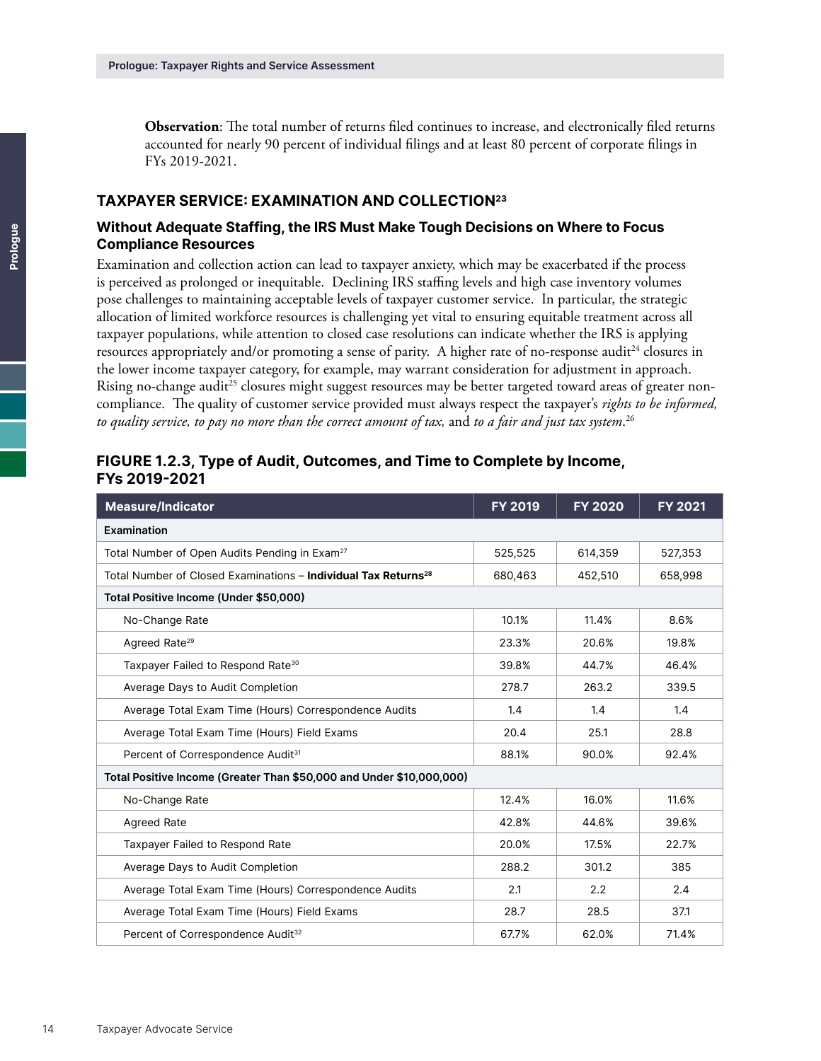**Observation**: The total number of returns filed continues to increase, and electronically filed returns accounted for nearly 90 percent of individual filings and at least 80 percent of corporate filings in FYs 2019-2021.

## TAXPAYER SERVICE: EXAMINATION AND COLLECTION[23]

### Without Adequate Staffing, the IRS Must Make Tough Decisions on Where to Focus Compliance Resources

Examination and collection action can lead to taxpayer anxiety, which may be exacerbated if the process is perceived as prolonged or inequitable. Declining IRS staffing levels and high case inventory volumes pose challenges to maintaining acceptable levels of taxpayer customer service. In particular, the strategic allocation of limited workforce resources is challenging yet vital to ensuring equitable treatment across all taxpayer populations, while attention to closed case resolutions can indicate whether the IRS is applying resources appropriately and/or promoting a sense of parity. A higher rate of no-response audit[24] closures in the lower income taxpayer category, for example, may warrant consideration for adjustment in approach. Rising no-change audit[25] closures might suggest resources may be better targeted toward areas of greater non-compliance. The quality of customer service provided must always respect the taxpayer's *rights to be informed, to quality service, to pay no more than the correct amount of tax,* and *to a fair and just tax system*.[26]

### FIGURE 1.2.3, Type of Audit, Outcomes, and Time to Complete by Income, FYs 2019-2021

| Measure/Indicator | FY 2019 | FY 2020 | FY 2021 |
|---|---|---|---|
| **Examination** | | | |
| Total Number of Open Audits Pending in Exam[27] | 525,525 | 614,359 | 527,353 |
| Total Number of Closed Examinations – **Individual Tax Returns**[28] | 680,463 | 452,510 | 658,998 |
| **Total Positive Income (Under $50,000)** | | | |
| No-Change Rate | 10.1% | 11.4% | 8.6% |
| Agreed Rate[29] | 23.3% | 20.6% | 19.8% |
| Taxpayer Failed to Respond Rate[30] | 39.8% | 44.7% | 46.4% |
| Average Days to Audit Completion | 278.7 | 263.2 | 339.5 |
| Average Total Exam Time (Hours) Correspondence Audits | 1.4 | 1.4 | 1.4 |
| Average Total Exam Time (Hours) Field Exams | 20.4 | 25.1 | 28.8 |
| Percent of Correspondence Audit[31] | 88.1% | 90.0% | 92.4% |
| **Total Positive Income (Greater Than $50,000 and Under $10,000,000)** | | | |
| No-Change Rate | 12.4% | 16.0% | 11.6% |
| Agreed Rate | 42.8% | 44.6% | 39.6% |
| Taxpayer Failed to Respond Rate | 20.0% | 17.5% | 22.7% |
| Average Days to Audit Completion | 288.2 | 301.2 | 385 |
| Average Total Exam Time (Hours) Correspondence Audits | 2.1 | 2.2 | 2.4 |
| Average Total Exam Time (Hours) Field Exams | 28.7 | 28.5 | 37.1 |
| Percent of Correspondence Audit[32] | 67.7% | 62.0% | 71.4% |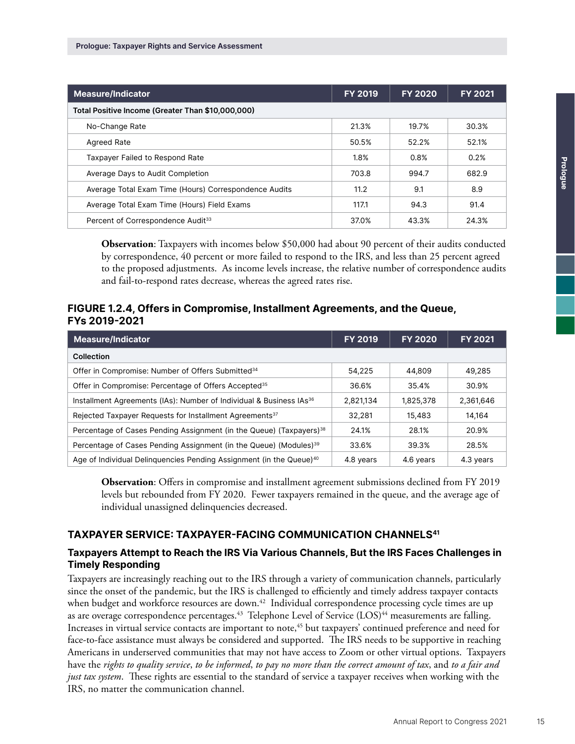| Measure/Indicator | FY 2019 | FY 2020 | FY 2021 |
|---|---|---|---|
| **Total Positive Income (Greater Than $10,000,000)** | | | |
| No-Change Rate | 21.3% | 19.7% | 30.3% |
| Agreed Rate | 50.5% | 52.2% | 52.1% |
| Taxpayer Failed to Respond Rate | 1.8% | 0.8% | 0.2% |
| Average Days to Audit Completion | 703.8 | 994.7 | 682.9 |
| Average Total Exam Time (Hours) Correspondence Audits | 11.2 | 9.1 | 8.9 |
| Average Total Exam Time (Hours) Field Exams | 117.1 | 94.3 | 91.4 |
| Percent of Correspondence Audit[33] | 37.0% | 43.3% | 24.3% |

**Observation**: Taxpayers with incomes below $50,000 had about 90 percent of their audits conducted by correspondence, 40 percent or more failed to respond to the IRS, and less than 25 percent agreed to the proposed adjustments. As income levels increase, the relative number of correspondence audits and fail-to-respond rates decrease, whereas the agreed rates rise.

### FIGURE 1.2.4, Offers in Compromise, Installment Agreements, and the Queue, FYs 2019-2021

| Measure/Indicator | FY 2019 | FY 2020 | FY 2021 |
|---|---|---|---|
| **Collection** | | | |
| Offer in Compromise: Number of Offers Submitted[34] | 54,225 | 44,809 | 49,285 |
| Offer in Compromise: Percentage of Offers Accepted[35] | 36.6% | 35.4% | 30.9% |
| Installment Agreements (IAs): Number of Individual & Business IAs[36] | 2,821,134 | 1,825,378 | 2,361,646 |
| Rejected Taxpayer Requests for Installment Agreements[37] | 32,281 | 15,483 | 14,164 |
| Percentage of Cases Pending Assignment (in the Queue) (Taxpayers)[38] | 24.1% | 28.1% | 20.9% |
| Percentage of Cases Pending Assignment (in the Queue) (Modules)[39] | 33.6% | 39.3% | 28.5% |
| Age of Individual Delinquencies Pending Assignment (in the Queue)[40] | 4.8 years | 4.6 years | 4.3 years |

**Observation**: Offers in compromise and installment agreement submissions declined from FY 2019 levels but rebounded from FY 2020. Fewer taxpayers remained in the queue, and the average age of individual unassigned delinquencies decreased.

## TAXPAYER SERVICE: TAXPAYER-FACING COMMUNICATION CHANNELS[41]

### Taxpayers Attempt to Reach the IRS Via Various Channels, But the IRS Faces Challenges in Timely Responding

Taxpayers are increasingly reaching out to the IRS through a variety of communication channels, particularly since the onset of the pandemic, but the IRS is challenged to efficiently and timely address taxpayer contacts when budget and workforce resources are down.[42] Individual correspondence processing cycle times are up as are overage correspondence percentages.[43] Telephone Level of Service (LOS)[44] measurements are falling. Increases in virtual service contacts are important to note,[45] but taxpayers' continued preference and need for face-to-face assistance must always be considered and supported. The IRS needs to be supportive in reaching Americans in underserved communities that may not have access to Zoom or other virtual options. Taxpayers have the *rights to quality service*, *to be informed*, *to pay no more than the correct amount of tax*, and *to a fair and just tax system*. These rights are essential to the standard of service a taxpayer receives when working with the IRS, no matter the communication channel.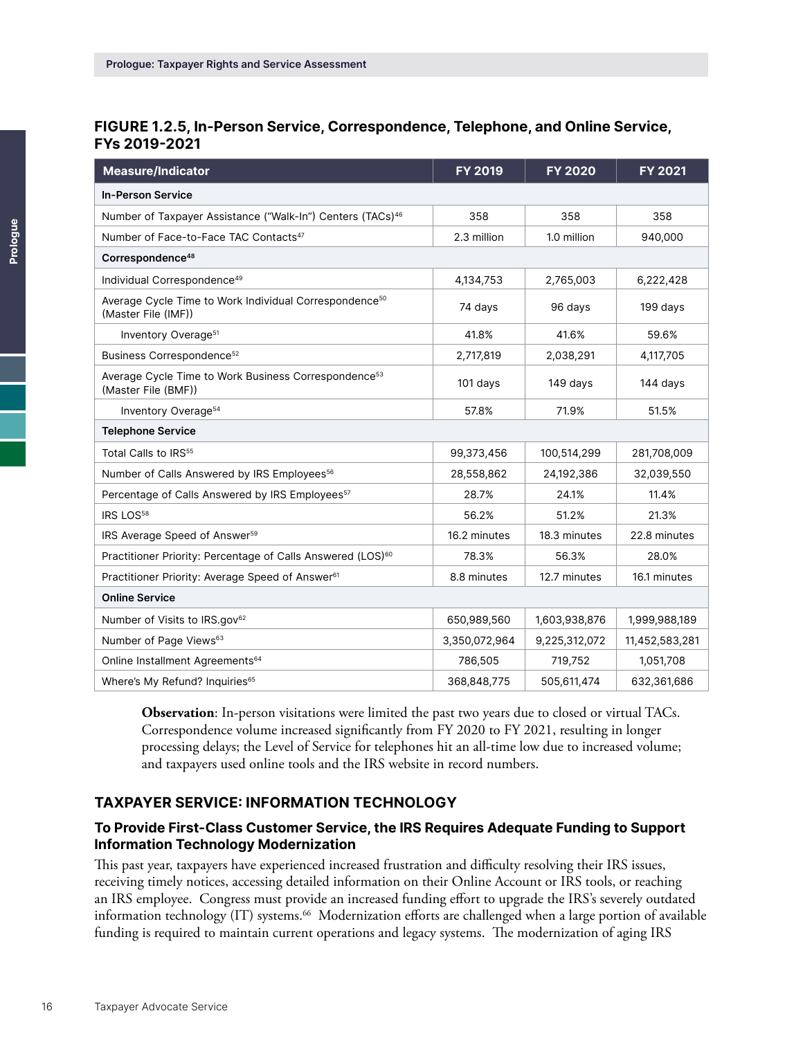**FIGURE 1.2.5, In-Person Service, Correspondence, Telephone, and Online Service, FYs 2019-2021**

| Measure/Indicator | FY 2019 | FY 2020 | FY 2021 |
|---|---|---|---|
| **In-Person Service** | | | |
| Number of Taxpayer Assistance ("Walk-In") Centers (TACs)[46] | 358 | 358 | 358 |
| Number of Face-to-Face TAC Contacts[47] | 2.3 million | 1.0 million | 940,000 |
| **Correspondence[48]** | | | |
| Individual Correspondence[49] | 4,134,753 | 2,765,003 | 6,222,428 |
| Average Cycle Time to Work Individual Correspondence[50] (Master File (IMF)) | 74 days | 96 days | 199 days |
| Inventory Overage[51] | 41.8% | 41.6% | 59.6% |
| Business Correspondence[52] | 2,717,819 | 2,038,291 | 4,117,705 |
| Average Cycle Time to Work Business Correspondence[53] (Master File (BMF)) | 101 days | 149 days | 144 days |
| Inventory Overage[54] | 57.8% | 71.9% | 51.5% |
| **Telephone Service** | | | |
| Total Calls to IRS[55] | 99,373,456 | 100,514,299 | 281,708,009 |
| Number of Calls Answered by IRS Employees[56] | 28,558,862 | 24,192,386 | 32,039,550 |
| Percentage of Calls Answered by IRS Employees[57] | 28.7% | 24.1% | 11.4% |
| IRS LOS[58] | 56.2% | 51.2% | 21.3% |
| IRS Average Speed of Answer[59] | 16.2 minutes | 18.3 minutes | 22.8 minutes |
| Practitioner Priority: Percentage of Calls Answered (LOS)[60] | 78.3% | 56.3% | 28.0% |
| Practitioner Priority: Average Speed of Answer[61] | 8.8 minutes | 12.7 minutes | 16.1 minutes |
| **Online Service** | | | |
| Number of Visits to IRS.gov[62] | 650,989,560 | 1,603,938,876 | 1,999,988,189 |
| Number of Page Views[63] | 3,350,072,964 | 9,225,312,072 | 11,452,583,281 |
| Online Installment Agreements[64] | 786,505 | 719,752 | 1,051,708 |
| Where's My Refund? Inquiries[65] | 368,848,775 | 505,611,474 | 632,361,686 |

**Observation**: In-person visitations were limited the past two years due to closed or virtual TACs. Correspondence volume increased significantly from FY 2020 to FY 2021, resulting in longer processing delays; the Level of Service for telephones hit an all-time low due to increased volume; and taxpayers used online tools and the IRS website in record numbers.

## TAXPAYER SERVICE: INFORMATION TECHNOLOGY

### To Provide First-Class Customer Service, the IRS Requires Adequate Funding to Support Information Technology Modernization

This past year, taxpayers have experienced increased frustration and difficulty resolving their IRS issues, receiving timely notices, accessing detailed information on their Online Account or IRS tools, or reaching an IRS employee. Congress must provide an increased funding effort to upgrade the IRS's severely outdated information technology (IT) systems.[66] Modernization efforts are challenged when a large portion of available funding is required to maintain current operations and legacy systems. The modernization of aging IRS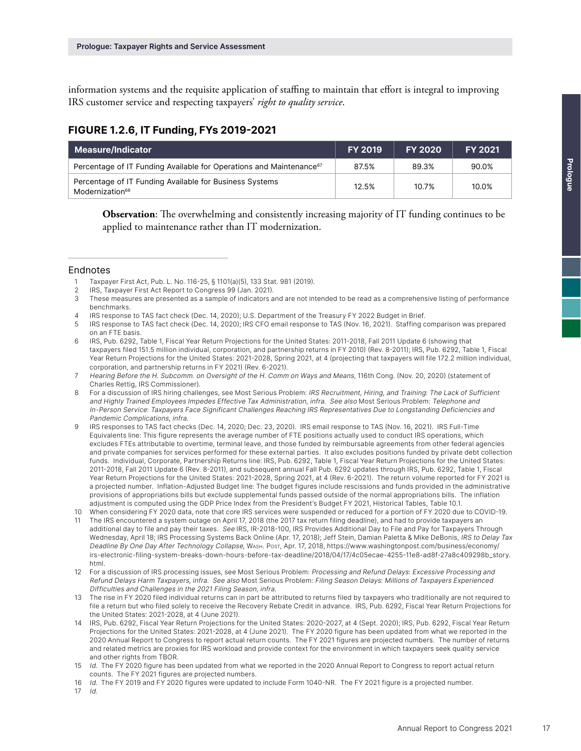information systems and the requisite application of staffing to maintain that effort is integral to improving IRS customer service and respecting taxpayers' *right to quality service*.

### FIGURE 1.2.6, IT Funding, FYs 2019-2021

| Measure/Indicator | FY 2019 | FY 2020 | FY 2021 |
| --- | --- | --- | --- |
| Percentage of IT Funding Available for Operations and Maintenance[67] | 87.5% | 89.3% | 90.0% |
| Percentage of IT Funding Available for Business Systems Modernization[68] | 12.5% | 10.7% | 10.0% |

**Observation**: The overwhelming and consistently increasing majority of IT funding continues to be applied to maintenance rather than IT modernization.

## Endnotes

1. Taxpayer First Act, Pub. L. No. 116-25, § 1101(a)(5), 133 Stat. 981 (2019).
2. IRS, Taxpayer First Act Report to Congress 99 (Jan. 2021).
3. These measures are presented as a sample of indicators and are not intended to be read as a comprehensive listing of performance benchmarks.
4. IRS response to TAS fact check (Dec. 14, 2020); U.S. Department of the Treasury FY 2022 Budget in Brief.
5. IRS response to TAS fact check (Dec. 14, 2020); IRS CFO email response to TAS (Nov. 16, 2021). Staffing comparison was prepared on an FTE basis.
6. IRS, Pub. 6292, Table 1, Fiscal Year Return Projections for the United States: 2011-2018, Fall 2011 Update 6 (showing that taxpayers filed 151.5 million individual, corporation, and partnership returns in FY 2010) (Rev. 8-2011); IRS, Pub. 6292, Table 1, Fiscal Year Return Projections for the United States: 2021-2028, Spring 2021, at 4 (projecting that taxpayers will file 172.2 million individual, corporation, and partnership returns in FY 2021) (Rev. 6-2021).
7. *Hearing Before the H. Subcomm. on Oversight of the H. Comm on Ways and Means*, 116th Cong. (Nov. 20, 2020) (statement of Charles Rettig, IRS Commissioner).
8. For a discussion of IRS hiring challenges, see Most Serious Problem: *IRS Recruitment, Hiring, and Training*: *The Lack of Sufficient and Highly Trained Employees Impedes Effective Tax Administration*, *infra*. *See also* Most Serious Problem: *Telephone and In-Person Service*: *Taxpayers Face Significant Challenges Reaching IRS Representatives Due to Longstanding Deficiencies and Pandemic Complications*, *infra*.
9. IRS responses to TAS fact checks (Dec. 14, 2020; Dec. 23, 2020). IRS email response to TAS (Nov. 16, 2021). IRS Full-Time Equivalents line: This figure represents the average number of FTE positions actually used to conduct IRS operations, which excludes FTEs attributable to overtime, terminal leave, and those funded by reimbursable agreements from other federal agencies and private companies for services performed for these external parties. It also excludes positions funded by private debt collection funds. Individual, Corporate, Partnership Returns line: IRS, Pub. 6292, Table 1, Fiscal Year Return Projections for the United States: 2011-2018, Fall 2011 Update 6 (Rev. 8-2011), and subsequent annual Fall Pub. 6292 updates through IRS, Pub. 6292, Table 1, Fiscal Year Return Projections for the United States: 2021-2028, Spring 2021, at 4 (Rev. 6-2021). The return volume reported for FY 2021 is a projected number. Inflation-Adjusted Budget line: The budget figures include rescissions and funds provided in the administrative provisions of appropriations bills but exclude supplemental funds passed outside of the normal appropriations bills. The inflation adjustment is computed using the GDP Price Index from the President's Budget FY 2021, Historical Tables, Table 10.1.
10. When considering FY 2020 data, note that core IRS services were suspended or reduced for a portion of FY 2020 due to COVID-19.
11. The IRS encountered a system outage on April 17, 2018 (the 2017 tax return filing deadline), and had to provide taxpayers an additional day to file and pay their taxes. *See* IRS, IR-2018-100, IRS Provides Additional Day to File and Pay for Taxpayers Through Wednesday, April 18; IRS Processing Systems Back Online (Apr. 17, 2018); Jeff Stein, Damian Paletta & Mike DeBonis, *IRS to Delay Tax Deadline By One Day After Technology Collapse*, Wash. Post, Apr. 17, 2018, https://www.washingtonpost.com/business/economy/irs-electronic-filing-system-breaks-down-hours-before-tax-deadline/2018/04/17/4c05ecae-4255-11e8-ad8f-27a8c409298b_story.html.
12. For a discussion of IRS processing issues, see Most Serious Problem: *Processing and Refund Delays*: *Excessive Processing and Refund Delays Harm Taxpayers*, *infra*. *See also* Most Serious Problem: *Filing Season Delays*: *Millions of Taxpayers Experienced Difficulties and Challenges in the 2021 Filing Season*, *infra*.
13. The rise in FY 2020 filed individual returns can in part be attributed to returns filed by taxpayers who traditionally are not required to file a return but who filed solely to receive the Recovery Rebate Credit in advance. IRS, Pub. 6292, Fiscal Year Return Projections for the United States: 2021-2028, at 4 (June 2021).
14. IRS, Pub. 6292, Fiscal Year Return Projections for the United States: 2020-2027, at 4 (Sept. 2020); IRS, Pub. 6292, Fiscal Year Return Projections for the United States: 2021-2028, at 4 (June 2021). The FY 2020 figure has been updated from what we reported in the 2020 Annual Report to Congress to report actual return counts. The FY 2021 figures are projected numbers. The number of returns and related metrics are proxies for IRS workload and provide context for the environment in which taxpayers seek quality service and other rights from TBOR.
15. *Id.* The FY 2020 figure has been updated from what we reported in the 2020 Annual Report to Congress to report actual return counts. The FY 2021 figures are projected numbers.
16. *Id.* The FY 2019 and FY 2020 figures were updated to include Form 1040-NR. The FY 2021 figure is a projected number.
17. *Id.*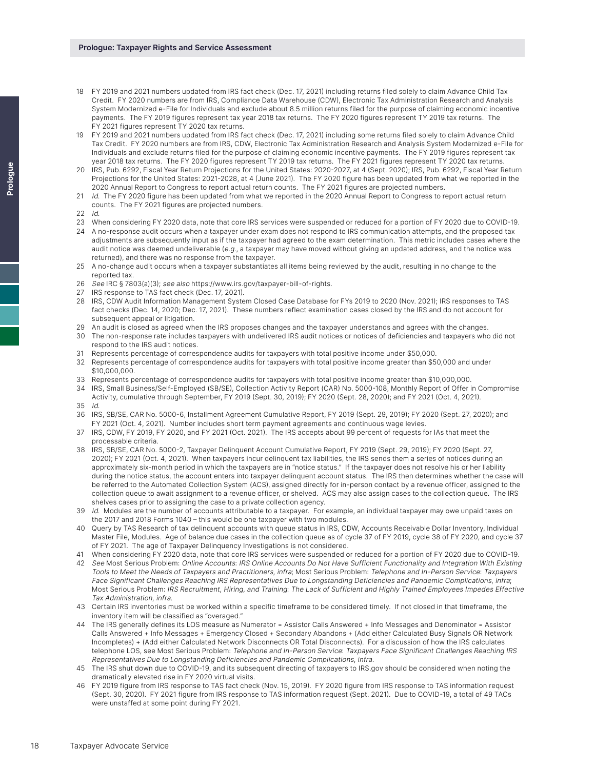18 FY 2019 and 2021 numbers updated from IRS fact check (Dec. 17, 2021) including returns filed solely to claim Advance Child Tax Credit. FY 2020 numbers are from IRS, Compliance Data Warehouse (CDW), Electronic Tax Administration Research and Analysis System Modernized e-File for Individuals and exclude about 8.5 million returns filed for the purpose of claiming economic incentive payments. The FY 2019 figures represent tax year 2018 tax returns. The FY 2020 figures represent TY 2019 tax returns. The FY 2021 figures represent TY 2020 tax returns.

19 FY 2019 and 2021 numbers updated from IRS fact check (Dec. 17, 2021) including some returns filed solely to claim Advance Child Tax Credit. FY 2020 numbers are from IRS, CDW, Electronic Tax Administration Research and Analysis System Modernized e-File for Individuals and exclude returns filed for the purpose of claiming economic incentive payments. The FY 2019 figures represent tax year 2018 tax returns. The FY 2020 figures represent TY 2019 tax returns. The FY 2021 figures represent TY 2020 tax returns.

20 IRS, Pub. 6292, Fiscal Year Return Projections for the United States: 2020-2027, at 4 (Sept. 2020); IRS, Pub. 6292, Fiscal Year Return Projections for the United States: 2021-2028, at 4 (June 2021). The FY 2020 figure has been updated from what we reported in the 2020 Annual Report to Congress to report actual return counts. The FY 2021 figures are projected numbers.

21 *Id.* The FY 2020 figure has been updated from what we reported in the 2020 Annual Report to Congress to report actual return counts. The FY 2021 figures are projected numbers.

22 *Id.*

23 When considering FY 2020 data, note that core IRS services were suspended or reduced for a portion of FY 2020 due to COVID-19.

24 A no-response audit occurs when a taxpayer under exam does not respond to IRS communication attempts, and the proposed tax adjustments are subsequently input as if the taxpayer had agreed to the exam determination. This metric includes cases where the audit notice was deemed undeliverable (*e.g.*, a taxpayer may have moved without giving an updated address, and the notice was returned), and there was no response from the taxpayer.

25 A no-change audit occurs when a taxpayer substantiates all items being reviewed by the audit, resulting in no change to the reported tax.

26 *See* IRC § 7803(a)(3); *see also* https://www.irs.gov/taxpayer-bill-of-rights.

27 IRS response to TAS fact check (Dec. 17, 2021).

28 IRS, CDW Audit Information Management System Closed Case Database for FYs 2019 to 2020 (Nov. 2021); IRS responses to TAS fact checks (Dec. 14, 2020; Dec. 17, 2021). These numbers reflect examination cases closed by the IRS and do not account for subsequent appeal or litigation.

29 An audit is closed as agreed when the IRS proposes changes and the taxpayer understands and agrees with the changes.

30 The non-response rate includes taxpayers with undelivered IRS audit notices or notices of deficiencies and taxpayers who did not respond to the IRS audit notices.

31 Represents percentage of correspondence audits for taxpayers with total positive income under $50,000.

32 Represents percentage of correspondence audits for taxpayers with total positive income greater than $50,000 and under $10,000,000.

33 Represents percentage of correspondence audits for taxpayers with total positive income greater than $10,000,000.

34 IRS, Small Business/Self-Employed (SB/SE), Collection Activity Report (CAR) No. 5000-108, Monthly Report of Offer in Compromise Activity, cumulative through September, FY 2019 (Sept. 30, 2019); FY 2020 (Sept. 28, 2020); and FY 2021 (Oct. 4, 2021).

35 *Id.*

36 IRS, SB/SE, CAR No. 5000-6, Installment Agreement Cumulative Report, FY 2019 (Sept. 29, 2019); FY 2020 (Sept. 27, 2020); and FY 2021 (Oct. 4, 2021). Number includes short term payment agreements and continuous wage levies.

37 IRS, CDW, FY 2019, FY 2020, and FY 2021 (Oct. 2021). The IRS accepts about 99 percent of requests for IAs that meet the processable criteria.

38 IRS, SB/SE, CAR No. 5000-2, Taxpayer Delinquent Account Cumulative Report, FY 2019 (Sept. 29, 2019); FY 2020 (Sept. 27, 2020); FY 2021 (Oct. 4, 2021). When taxpayers incur delinquent tax liabilities, the IRS sends them a series of notices during an approximately six-month period in which the taxpayers are in "notice status." If the taxpayer does not resolve his or her liability during the notice status, the account enters into taxpayer delinquent account status. The IRS then determines whether the case will be referred to the Automated Collection System (ACS), assigned directly for in-person contact by a revenue officer, assigned to the collection queue to await assignment to a revenue officer, or shelved. ACS may also assign cases to the collection queue. The IRS shelves cases prior to assigning the case to a private collection agency.

39 *Id.* Modules are the number of accounts attributable to a taxpayer. For example, an individual taxpayer may owe unpaid taxes on the 2017 and 2018 Forms 1040 – this would be one taxpayer with two modules.

40 Query by TAS Research of tax delinquent accounts with queue status in IRS, CDW, Accounts Receivable Dollar Inventory, Individual Master File, Modules. Age of balance due cases in the collection queue as of cycle 37 of FY 2019, cycle 38 of FY 2020, and cycle 37 of FY 2021. The age of Taxpayer Delinquency Investigations is not considered.

41 When considering FY 2020 data, note that core IRS services were suspended or reduced for a portion of FY 2020 due to COVID-19.

42 *See* Most Serious Problem: *Online Accounts*: *IRS Online Accounts Do Not Have Sufficient Functionality and Integration With Existing Tools to Meet the Needs of Taxpayers and Practitioners*, *infra*; Most Serious Problem: *Telephone and In-Person Service*: *Taxpayers Face Significant Challenges Reaching IRS Representatives Due to Longstanding Deficiencies and Pandemic Complications*, *infra*; Most Serious Problem: *IRS Recruitment, Hiring, and Training*: *The Lack of Sufficient and Highly Trained Employees Impedes Effective Tax Administration*, *infra*.

43 Certain IRS inventories must be worked within a specific timeframe to be considered timely. If not closed in that timeframe, the inventory item will be classified as "overaged."

44 The IRS generally defines its LOS measure as Numerator = Assistor Calls Answered + Info Messages and Denominator = Assistor Calls Answered + Info Messages + Emergency Closed + Secondary Abandons + (Add either Calculated Busy Signals OR Network Incompletes) + (Add either Calculated Network Disconnects OR Total Disconnects). For a discussion of how the IRS calculates telephone LOS, see Most Serious Problem: *Telephone and In-Person Service*: *Taxpayers Face Significant Challenges Reaching IRS Representatives Due to Longstanding Deficiencies and Pandemic Complications*, *infra*.

45 The IRS shut down due to COVID-19, and its subsequent directing of taxpayers to IRS.gov should be considered when noting the dramatically elevated rise in FY 2020 virtual visits.

46 FY 2019 figure from IRS response to TAS fact check (Nov. 15, 2019). FY 2020 figure from IRS response to TAS information request (Sept. 30, 2020). FY 2021 figure from IRS response to TAS information request (Sept. 2021). Due to COVID-19, a total of 49 TACs were unstaffed at some point during FY 2021.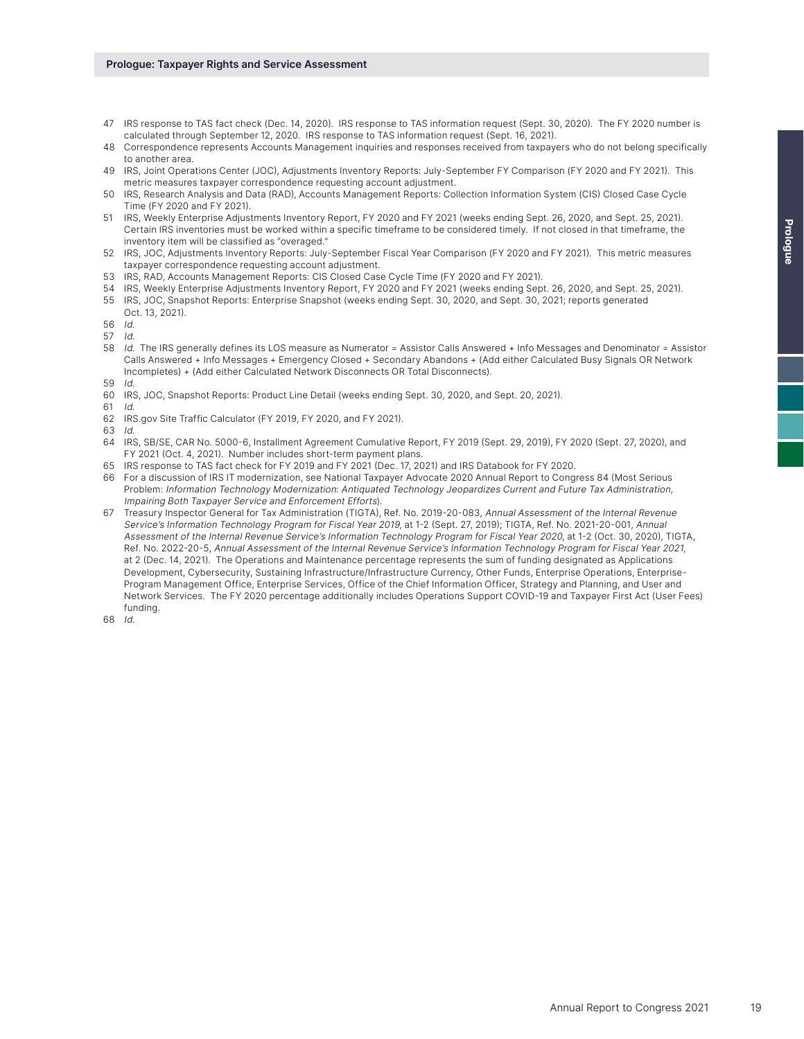47 IRS response to TAS fact check (Dec. 14, 2020). IRS response to TAS information request (Sept. 30, 2020). The FY 2020 number is calculated through September 12, 2020. IRS response to TAS information request (Sept. 16, 2021).

48 Correspondence represents Accounts Management inquiries and responses received from taxpayers who do not belong specifically to another area.

49 IRS, Joint Operations Center (JOC), Adjustments Inventory Reports: July-September FY Comparison (FY 2020 and FY 2021). This metric measures taxpayer correspondence requesting account adjustment.

50 IRS, Research Analysis and Data (RAD), Accounts Management Reports: Collection Information System (CIS) Closed Case Cycle Time (FY 2020 and FY 2021).

51 IRS, Weekly Enterprise Adjustments Inventory Report, FY 2020 and FY 2021 (weeks ending Sept. 26, 2020, and Sept. 25, 2021). Certain IRS inventories must be worked within a specific timeframe to be considered timely. If not closed in that timeframe, the inventory item will be classified as "overaged."

52 IRS, JOC, Adjustments Inventory Reports: July-September Fiscal Year Comparison (FY 2020 and FY 2021). This metric measures taxpayer correspondence requesting account adjustment.

53 IRS, RAD, Accounts Management Reports: CIS Closed Case Cycle Time (FY 2020 and FY 2021).

54 IRS, Weekly Enterprise Adjustments Inventory Report, FY 2020 and FY 2021 (weeks ending Sept. 26, 2020, and Sept. 25, 2021).

55 IRS, JOC, Snapshot Reports: Enterprise Snapshot (weeks ending Sept. 30, 2020, and Sept. 30, 2021; reports generated Oct. 13, 2021).

56 *Id.*

57 *Id.*

58 *Id.* The IRS generally defines its LOS measure as Numerator = Assistor Calls Answered + Info Messages and Denominator = Assistor Calls Answered + Info Messages + Emergency Closed + Secondary Abandons + (Add either Calculated Busy Signals OR Network Incompletes) + (Add either Calculated Network Disconnects OR Total Disconnects).

59 *Id.*

60 IRS, JOC, Snapshot Reports: Product Line Detail (weeks ending Sept. 30, 2020, and Sept. 20, 2021).

61 *Id.*

62 IRS.gov Site Traffic Calculator (FY 2019, FY 2020, and FY 2021).

63 *Id.*

64 IRS, SB/SE, CAR No. 5000-6, Installment Agreement Cumulative Report, FY 2019 (Sept. 29, 2019), FY 2020 (Sept. 27, 2020), and FY 2021 (Oct. 4, 2021). Number includes short-term payment plans.

65 IRS response to TAS fact check for FY 2019 and FY 2021 (Dec. 17, 2021) and IRS Databook for FY 2020.

66 For a discussion of IRS IT modernization, see National Taxpayer Advocate 2020 Annual Report to Congress 84 (Most Serious Problem: *Information Technology Modernization*: *Antiquated Technology Jeopardizes Current and Future Tax Administration, Impairing Both Taxpayer Service and Enforcement Efforts*).

67 Treasury Inspector General for Tax Administration (TIGTA), Ref. No. 2019-20-083, *Annual Assessment of the Internal Revenue Service's Information Technology Program for Fiscal Year 2019*, at 1-2 (Sept. 27, 2019); TIGTA, Ref. No. 2021-20-001, *Annual Assessment of the Internal Revenue Service's Information Technology Program for Fiscal Year 2020*, at 1-2 (Oct. 30, 2020), TIGTA, Ref. No. 2022-20-5, *Annual Assessment of the Internal Revenue Service's Information Technology Program for Fiscal Year 2021*, at 2 (Dec. 14, 2021). The Operations and Maintenance percentage represents the sum of funding designated as Applications Development, Cybersecurity, Sustaining Infrastructure/Infrastructure Currency, Other Funds, Enterprise Operations, Enterprise-Program Management Office, Enterprise Services, Office of the Chief Information Officer, Strategy and Planning, and User and Network Services. The FY 2020 percentage additionally includes Operations Support COVID-19 and Taxpayer First Act (User Fees) funding.

68 *Id.*